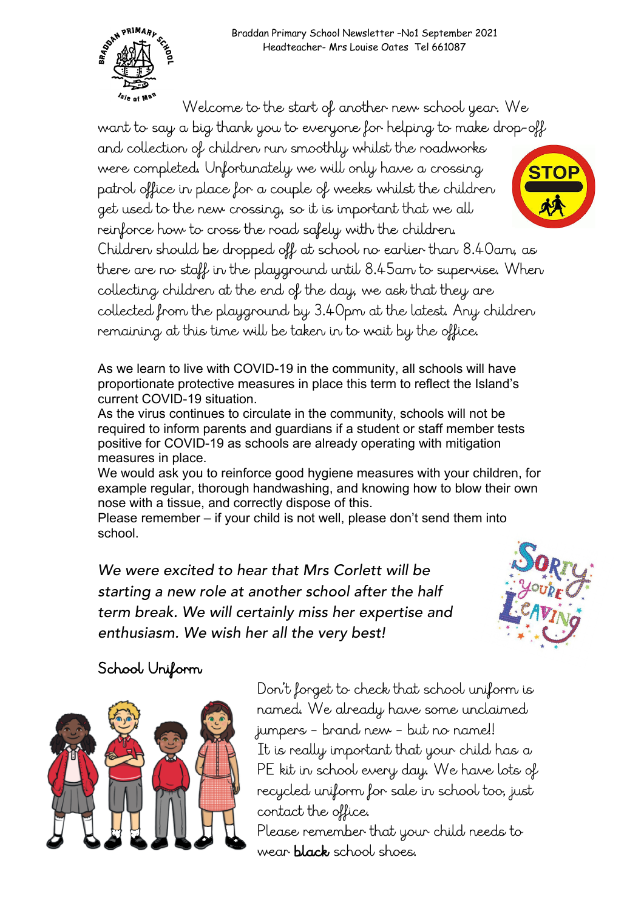Braddan Primary School Newsletter –No1 September 2021
Headteacher- Mrs Louise Oates Tel 661087

Welcome to the start of another new school year. We want to say a big thank you to everyone for helping to make drop-off and collection of children run smoothly whilst the roadworks were completed. Unfortunately we will only have a crossing patrol office in place for a couple of weeks whilst the children get used to the new crossing, so it is important that we all reinforce how to cross the road safely with the children.

Children should be dropped off at school no earlier than 8.40am, as there are no staff in the playground until 8.45am to supervise. When collecting children at the end of the day, we ask that they are collected from the playground by 3.40pm at the latest. Any children remaining at this time will be taken in to wait by the office.

As we learn to live with COVID-19 in the community, all schools will have proportionate protective measures in place this term to reflect the Island's current COVID-19 situation.

As the virus continues to circulate in the community, schools will not be required to inform parents and guardians if a student or staff member tests positive for COVID-19 as schools are already operating with mitigation measures in place.

We would ask you to reinforce good hygiene measures with your children, for example regular, thorough handwashing, and knowing how to blow their own nose with a tissue, and correctly dispose of this.

Please remember – if your child is not well, please don't send them into school.

*We were excited to hear that Mrs Corlett will be starting a new role at another school after the half term break. We will certainly miss her expertise and enthusiasm. We wish her all the very best!*

## School Uniform

Don't forget to check that school uniform is named. We already have some unclaimed jumpers – brand new – but no name!!

It is really important that your child has a PE kit in school every day. We have lots of recycled uniform for sale in school too, just contact the office.

Please remember that your child needs to wear **black** school shoes.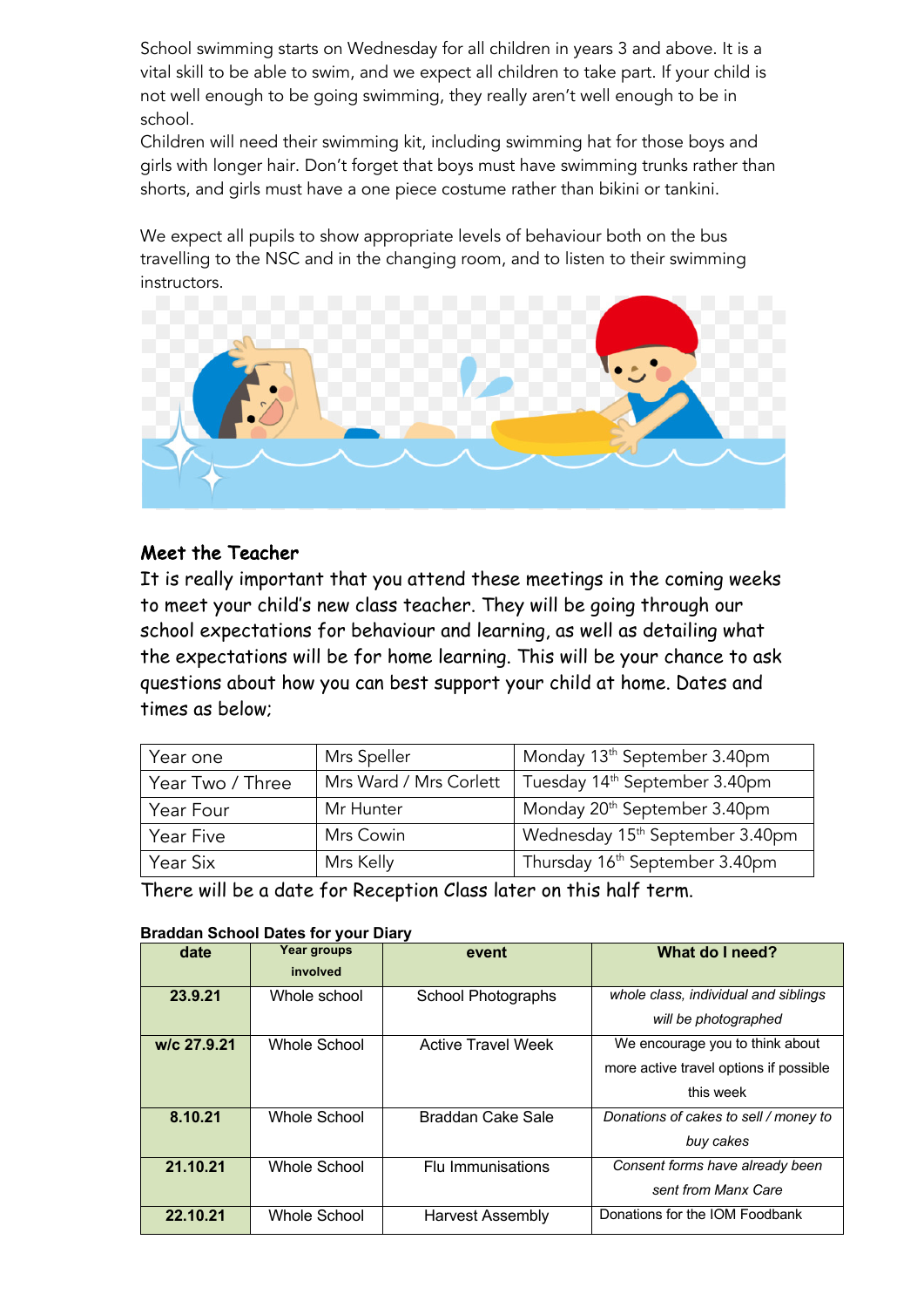School swimming starts on Wednesday for all children in years 3 and above. It is a vital skill to be able to swim, and we expect all children to take part. If your child is not well enough to be going swimming, they really aren't well enough to be in school.
Children will need their swimming kit, including swimming hat for those boys and girls with longer hair. Don't forget that boys must have swimming trunks rather than shorts, and girls must have a one piece costume rather than bikini or tankini.

We expect all pupils to show appropriate levels of behaviour both on the bus travelling to the NSC and in the changing room, and to listen to their swimming instructors.

## Meet the Teacher

It is really important that you attend these meetings in the coming weeks to meet your child's new class teacher. They will be going through our school expectations for behaviour and learning, as well as detailing what the expectations will be for home learning. This will be your chance to ask questions about how you can best support your child at home. Dates and times as below;

| | | |
|---|---|---|
| Year one | Mrs Speller | Monday 13th September 3.40pm |
| Year Two / Three | Mrs Ward / Mrs Corlett | Tuesday 14th September 3.40pm |
| Year Four | Mr Hunter | Monday 20th September 3.40pm |
| Year Five | Mrs Cowin | Wednesday 15th September 3.40pm |
| Year Six | Mrs Kelly | Thursday 16th September 3.40pm |

There will be a date for Reception Class later on this half term.

**Braddan School Dates for your Diary**

| date | Year groups involved | event | What do I need? |
|---|---|---|---|
| **23.9.21** | Whole school | School Photographs | *whole class, individual and siblings will be photographed* |
| **w/c 27.9.21** | Whole School | Active Travel Week | We encourage you to think about more active travel options if possible this week |
| **8.10.21** | Whole School | Braddan Cake Sale | *Donations of cakes to sell / money to buy cakes* |
| **21.10.21** | Whole School | Flu Immunisations | *Consent forms have already been sent from Manx Care* |
| **22.10.21** | Whole School | Harvest Assembly | Donations for the IOM Foodbank |